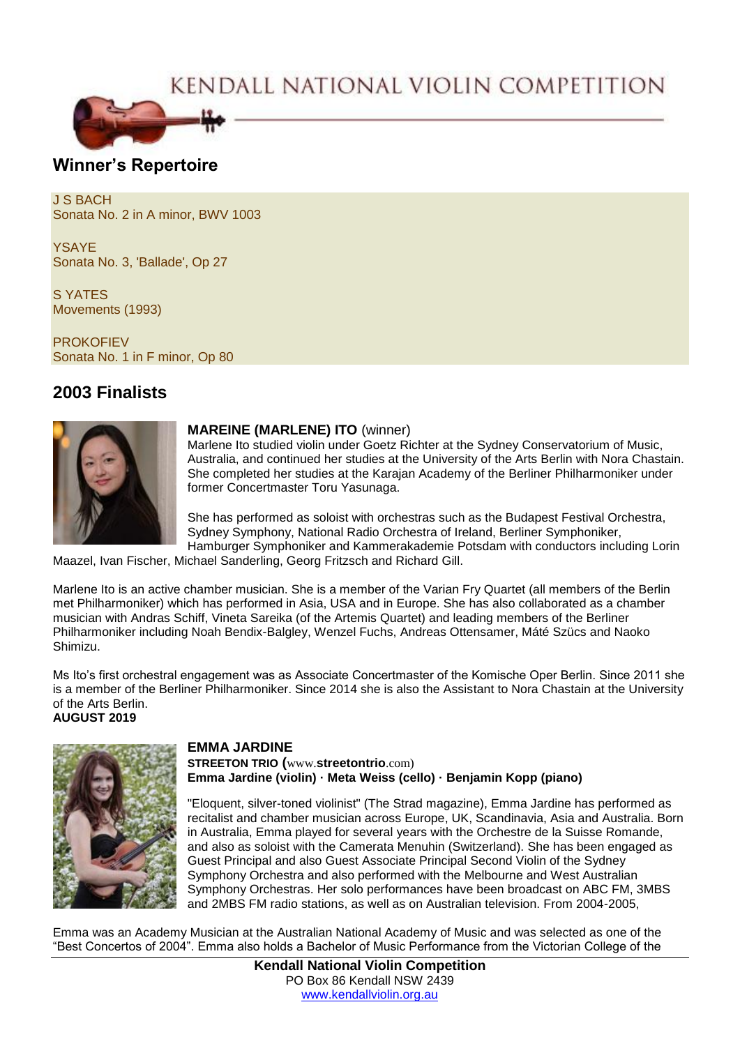# KENDALL NATIONAL VIOLIN COMPETITION

## Winner's Repertoire

J S BACH
Sonata No. 2 in A minor, BWV 1003

YSAYE
Sonata No. 3, 'Ballade', Op 27

S YATES
Movements (1993)

PROKOFIEV
Sonata No. 1 in F minor, Op 80

## 2003 Finalists

**MAREINE (MARLENE) ITO** (winner)
Marlene Ito studied violin under Goetz Richter at the Sydney Conservatorium of Music, Australia, and continued her studies at the University of the Arts Berlin with Nora Chastain. She completed her studies at the Karajan Academy of the Berliner Philharmoniker under former Concertmaster Toru Yasunaga.

She has performed as soloist with orchestras such as the Budapest Festival Orchestra, Sydney Symphony, National Radio Orchestra of Ireland, Berliner Symphoniker, Hamburger Symphoniker and Kammerakademie Potsdam with conductors including Lorin Maazel, Ivan Fischer, Michael Sanderling, Georg Fritzsch and Richard Gill.

Marlene Ito is an active chamber musician. She is a member of the Varian Fry Quartet (all members of the Berlin met Philharmoniker) which has performed in Asia, USA and in Europe. She has also collaborated as a chamber musician with Andras Schiff, Vineta Sareika (of the Artemis Quartet) and leading members of the Berliner Philharmoniker including Noah Bendix-Balgley, Wenzel Fuchs, Andreas Ottensamer, Máté Szücs and Naoko Shimizu.

Ms Ito's first orchestral engagement was as Associate Concertmaster of the Komische Oper Berlin. Since 2011 she is a member of the Berliner Philharmoniker. Since 2014 she is also the Assistant to Nora Chastain at the University of the Arts Berlin.
**AUGUST 2019**

**EMMA JARDINE**
**STREETON TRIO (**www.**streetontrio**.com)
**Emma Jardine (violin) · Meta Weiss (cello) · Benjamin Kopp (piano)**

"Eloquent, silver-toned violinist" (The Strad magazine), Emma Jardine has performed as recitalist and chamber musician across Europe, UK, Scandinavia, Asia and Australia. Born in Australia, Emma played for several years with the Orchestre de la Suisse Romande, and also as soloist with the Camerata Menuhin (Switzerland). She has been engaged as Guest Principal and also Guest Associate Principal Second Violin of the Sydney Symphony Orchestra and also performed with the Melbourne and West Australian Symphony Orchestras. Her solo performances have been broadcast on ABC FM, 3MBS and 2MBS FM radio stations, as well as on Australian television. From 2004-2005, Emma was an Academy Musician at the Australian National Academy of Music and was selected as one of the "Best Concertos of 2004". Emma also holds a Bachelor of Music Performance from the Victorian College of the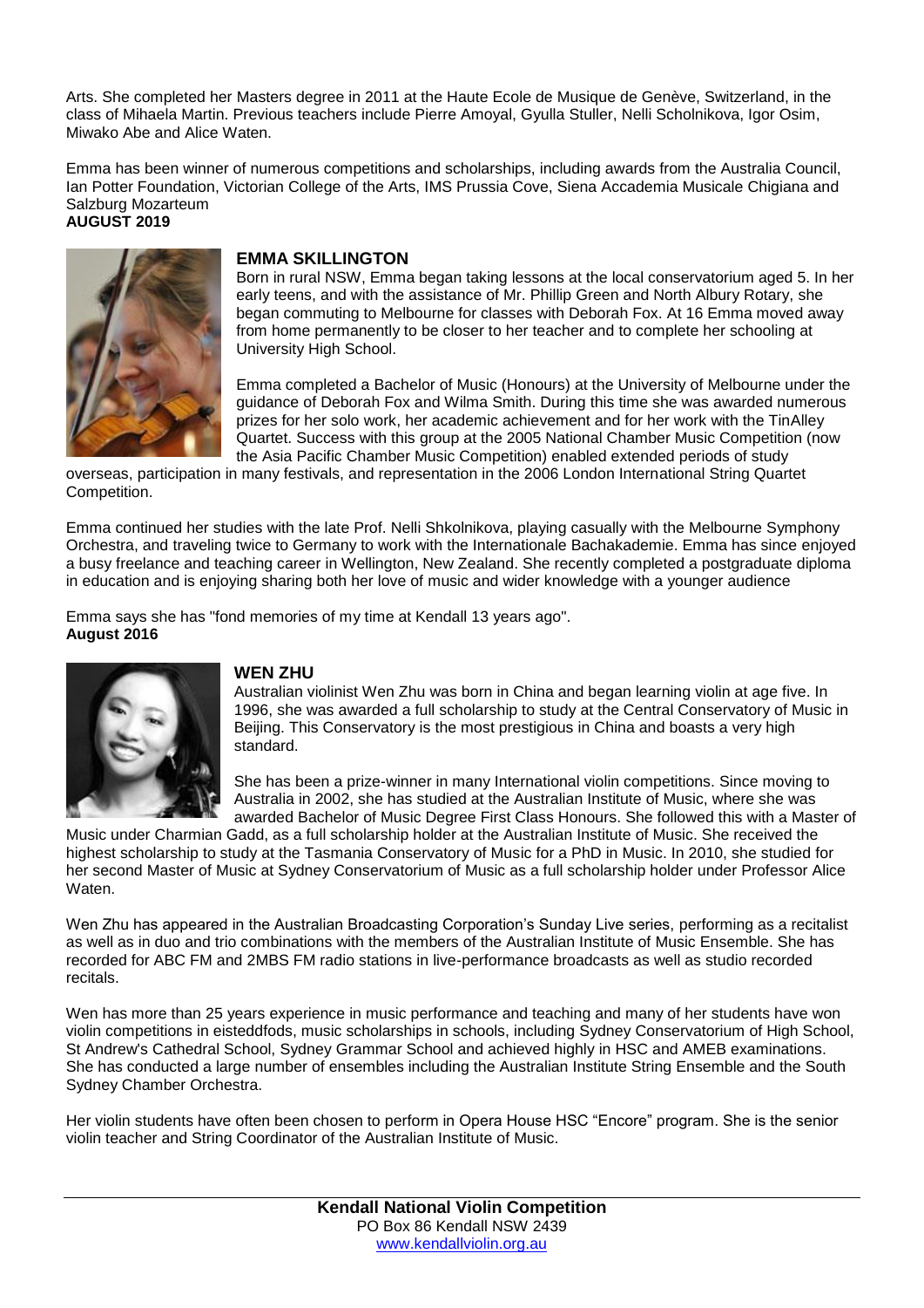Arts. She completed her Masters degree in 2011 at the Haute Ecole de Musique de Genève, Switzerland, in the class of Mihaela Martin. Previous teachers include Pierre Amoyal, Gyulla Stuller, Nelli Scholnikova, Igor Osim, Miwako Abe and Alice Waten.

Emma has been winner of numerous competitions and scholarships, including awards from the Australia Council, Ian Potter Foundation, Victorian College of the Arts, IMS Prussia Cove, Siena Accademia Musicale Chigiana and Salzburg Mozarteum

**AUGUST 2019**

### EMMA SKILLINGTON

Born in rural NSW, Emma began taking lessons at the local conservatorium aged 5. In her early teens, and with the assistance of Mr. Phillip Green and North Albury Rotary, she began commuting to Melbourne for classes with Deborah Fox. At 16 Emma moved away from home permanently to be closer to her teacher and to complete her schooling at University High School.

Emma completed a Bachelor of Music (Honours) at the University of Melbourne under the guidance of Deborah Fox and Wilma Smith. During this time she was awarded numerous prizes for her solo work, her academic achievement and for her work with the TinAlley Quartet. Success with this group at the 2005 National Chamber Music Competition (now the Asia Pacific Chamber Music Competition) enabled extended periods of study overseas, participation in many festivals, and representation in the 2006 London International String Quartet Competition.

Emma continued her studies with the late Prof. Nelli Shkolnikova, playing casually with the Melbourne Symphony Orchestra, and traveling twice to Germany to work with the Internationale Bachakademie. Emma has since enjoyed a busy freelance and teaching career in Wellington, New Zealand. She recently completed a postgraduate diploma in education and is enjoying sharing both her love of music and wider knowledge with a younger audience

Emma says she has "fond memories of my time at Kendall 13 years ago".

**August 2016**

### WEN ZHU

Australian violinist Wen Zhu was born in China and began learning violin at age five. In 1996, she was awarded a full scholarship to study at the Central Conservatory of Music in Beijing. This Conservatory is the most prestigious in China and boasts a very high standard.

She has been a prize-winner in many International violin competitions. Since moving to Australia in 2002, she has studied at the Australian Institute of Music, where she was awarded Bachelor of Music Degree First Class Honours. She followed this with a Master of Music under Charmian Gadd, as a full scholarship holder at the Australian Institute of Music. She received the highest scholarship to study at the Tasmania Conservatory of Music for a PhD in Music. In 2010, she studied for her second Master of Music at Sydney Conservatorium of Music as a full scholarship holder under Professor Alice Waten.

Wen Zhu has appeared in the Australian Broadcasting Corporation's Sunday Live series, performing as a recitalist as well as in duo and trio combinations with the members of the Australian Institute of Music Ensemble. She has recorded for ABC FM and 2MBS FM radio stations in live-performance broadcasts as well as studio recorded recitals.

Wen has more than 25 years experience in music performance and teaching and many of her students have won violin competitions in eisteddfods, music scholarships in schools, including Sydney Conservatorium of High School, St Andrew's Cathedral School, Sydney Grammar School and achieved highly in HSC and AMEB examinations. She has conducted a large number of ensembles including the Australian Institute String Ensemble and the South Sydney Chamber Orchestra.

Her violin students have often been chosen to perform in Opera House HSC "Encore" program. She is the senior violin teacher and String Coordinator of the Australian Institute of Music.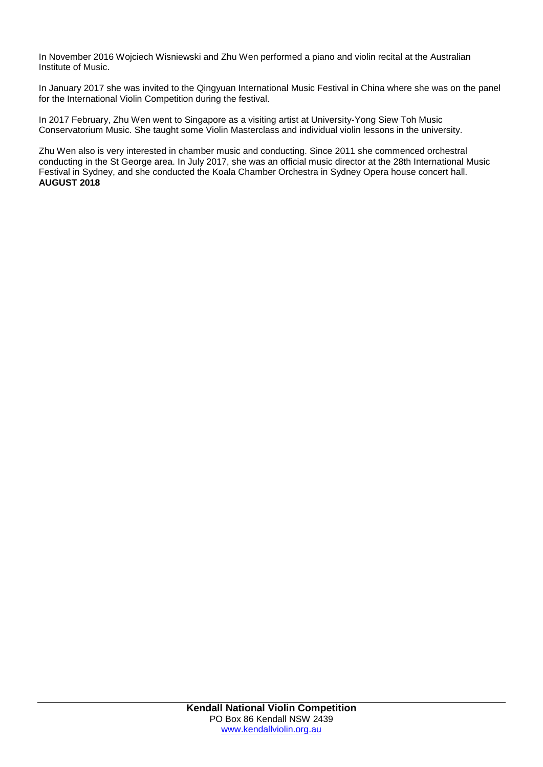In November 2016 Wojciech Wisniewski and Zhu Wen performed a piano and violin recital at the Australian Institute of Music.

In January 2017 she was invited to the Qingyuan International Music Festival in China where she was on the panel for the International Violin Competition during the festival.

In 2017 February, Zhu Wen went to Singapore as a visiting artist at University-Yong Siew Toh Music Conservatorium Music. She taught some Violin Masterclass and individual violin lessons in the university.

Zhu Wen also is very interested in chamber music and conducting. Since 2011 she commenced orchestral conducting in the St George area. In July 2017, she was an official music director at the 28th International Music Festival in Sydney, and she conducted the Koala Chamber Orchestra in Sydney Opera house concert hall.
**AUGUST 2018**

**Kendall National Violin Competition**
PO Box 86 Kendall NSW 2439
www.kendallviolin.org.au